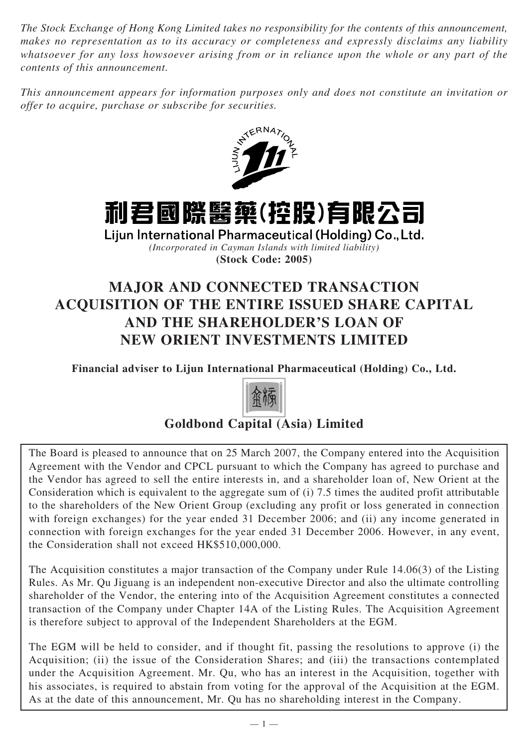*The Stock Exchange of Hong Kong Limited takes no responsibility for the contents of this announcement, makes no representation as to its accuracy or completeness and expressly disclaims any liability whatsoever for any loss howsoever arising from or in reliance upon the whole or any part of the contents of this announcement.*

*This announcement appears for information purposes only and does not constitute an invitation or offer to acquire, purchase or subscribe for securities.*

# 利君國際醫藥(控股)有限公司

**Lijun International Pharmaceutical (Holding) Co., Ltd.**

*(Incorporated in Cayman Islands with limited liability)*

**(Stock Code: 2005)**

# MAJOR AND CONNECTED TRANSACTION ACQUISITION OF THE ENTIRE ISSUED SHARE CAPITAL AND THE SHAREHOLDER'S LOAN OF NEW ORIENT INVESTMENTS LIMITED

**Financial adviser to Lijun International Pharmaceutical (Holding) Co., Ltd.**

金榜

**Goldbond Capital (Asia) Limited**

The Board is pleased to announce that on 25 March 2007, the Company entered into the Acquisition Agreement with the Vendor and CPCL pursuant to which the Company has agreed to purchase and the Vendor has agreed to sell the entire interests in, and a shareholder loan of, New Orient at the Consideration which is equivalent to the aggregate sum of (i) 7.5 times the audited profit attributable to the shareholders of the New Orient Group (excluding any profit or loss generated in connection with foreign exchanges) for the year ended 31 December 2006; and (ii) any income generated in connection with foreign exchanges for the year ended 31 December 2006. However, in any event, the Consideration shall not exceed HK$510,000,000.

The Acquisition constitutes a major transaction of the Company under Rule 14.06(3) of the Listing Rules. As Mr. Qu Jiguang is an independent non-executive Director and also the ultimate controlling shareholder of the Vendor, the entering into of the Acquisition Agreement constitutes a connected transaction of the Company under Chapter 14A of the Listing Rules. The Acquisition Agreement is therefore subject to approval of the Independent Shareholders at the EGM.

The EGM will be held to consider, and if thought fit, passing the resolutions to approve (i) the Acquisition; (ii) the issue of the Consideration Shares; and (iii) the transactions contemplated under the Acquisition Agreement. Mr. Qu, who has an interest in the Acquisition, together with his associates, is required to abstain from voting for the approval of the Acquisition at the EGM. As at the date of this announcement, Mr. Qu has no shareholding interest in the Company.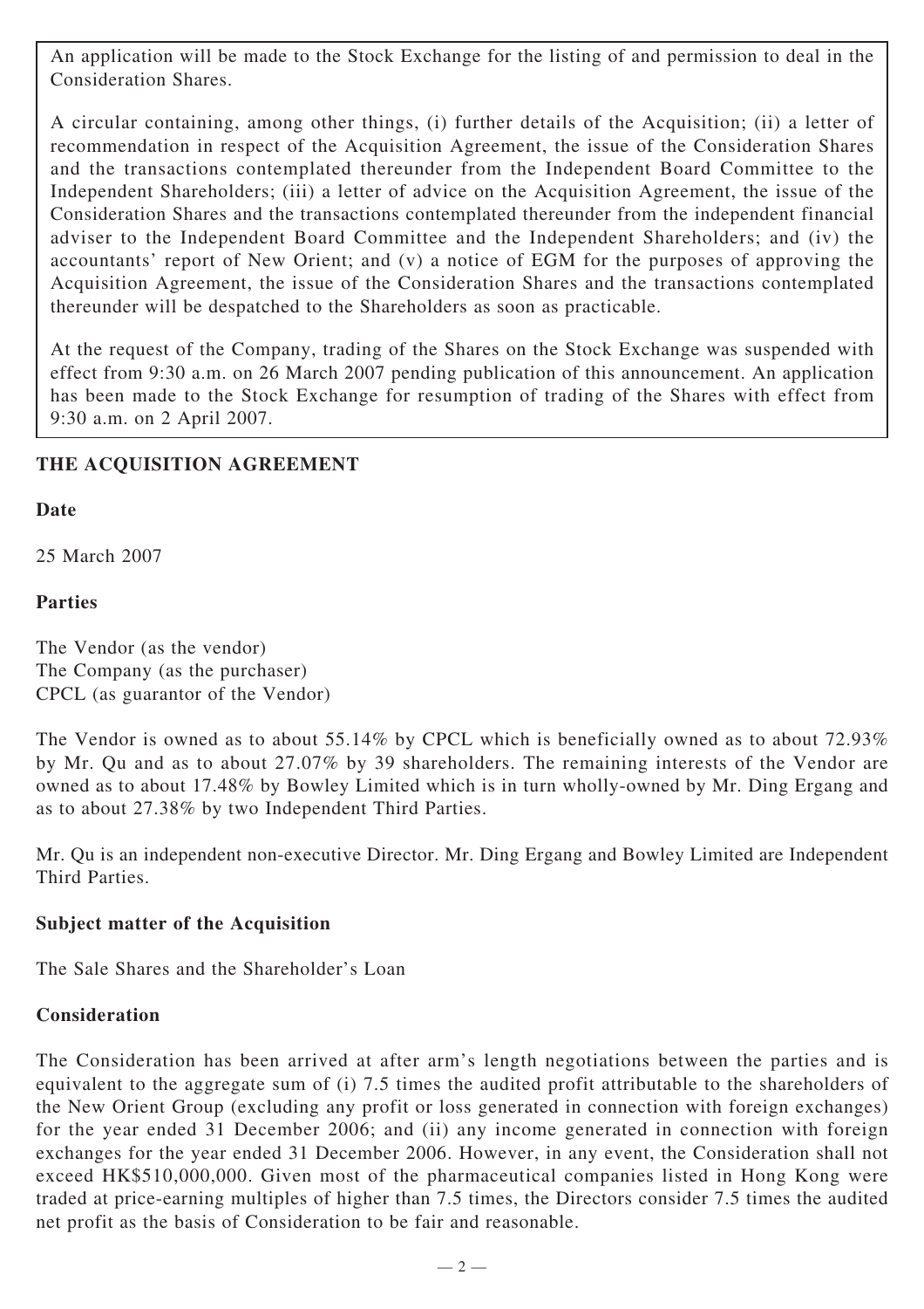An application will be made to the Stock Exchange for the listing of and permission to deal in the Consideration Shares.

A circular containing, among other things, (i) further details of the Acquisition; (ii) a letter of recommendation in respect of the Acquisition Agreement, the issue of the Consideration Shares and the transactions contemplated thereunder from the Independent Board Committee to the Independent Shareholders; (iii) a letter of advice on the Acquisition Agreement, the issue of the Consideration Shares and the transactions contemplated thereunder from the independent financial adviser to the Independent Board Committee and the Independent Shareholders; and (iv) the accountants' report of New Orient; and (v) a notice of EGM for the purposes of approving the Acquisition Agreement, the issue of the Consideration Shares and the transactions contemplated thereunder will be despatched to the Shareholders as soon as practicable.

At the request of the Company, trading of the Shares on the Stock Exchange was suspended with effect from 9:30 a.m. on 26 March 2007 pending publication of this announcement. An application has been made to the Stock Exchange for resumption of trading of the Shares with effect from 9:30 a.m. on 2 April 2007.

## THE ACQUISITION AGREEMENT

### Date

25 March 2007

### Parties

The Vendor (as the vendor)
The Company (as the purchaser)
CPCL (as guarantor of the Vendor)

The Vendor is owned as to about 55.14% by CPCL which is beneficially owned as to about 72.93% by Mr. Qu and as to about 27.07% by 39 shareholders. The remaining interests of the Vendor are owned as to about 17.48% by Bowley Limited which is in turn wholly-owned by Mr. Ding Ergang and as to about 27.38% by two Independent Third Parties.

Mr. Qu is an independent non-executive Director. Mr. Ding Ergang and Bowley Limited are Independent Third Parties.

### Subject matter of the Acquisition

The Sale Shares and the Shareholder's Loan

### Consideration

The Consideration has been arrived at after arm's length negotiations between the parties and is equivalent to the aggregate sum of (i) 7.5 times the audited profit attributable to the shareholders of the New Orient Group (excluding any profit or loss generated in connection with foreign exchanges) for the year ended 31 December 2006; and (ii) any income generated in connection with foreign exchanges for the year ended 31 December 2006. However, in any event, the Consideration shall not exceed HK$510,000,000. Given most of the pharmaceutical companies listed in Hong Kong were traded at price-earning multiples of higher than 7.5 times, the Directors consider 7.5 times the audited net profit as the basis of Consideration to be fair and reasonable.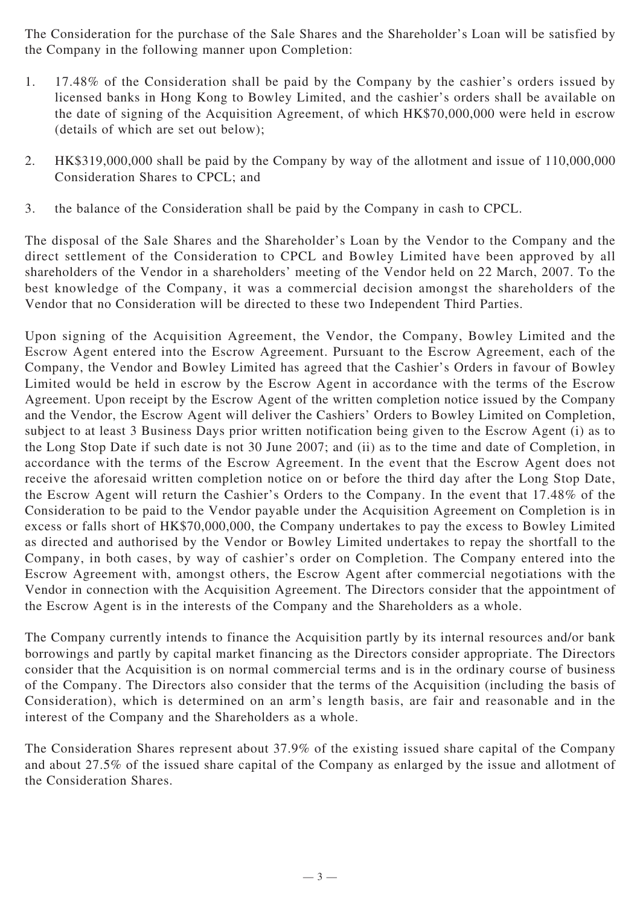The Consideration for the purchase of the Sale Shares and the Shareholder's Loan will be satisfied by the Company in the following manner upon Completion:

1. 17.48% of the Consideration shall be paid by the Company by the cashier's orders issued by licensed banks in Hong Kong to Bowley Limited, and the cashier's orders shall be available on the date of signing of the Acquisition Agreement, of which HK$70,000,000 were held in escrow (details of which are set out below);

2. HK$319,000,000 shall be paid by the Company by way of the allotment and issue of 110,000,000 Consideration Shares to CPCL; and

3. the balance of the Consideration shall be paid by the Company in cash to CPCL.

The disposal of the Sale Shares and the Shareholder's Loan by the Vendor to the Company and the direct settlement of the Consideration to CPCL and Bowley Limited have been approved by all shareholders of the Vendor in a shareholders' meeting of the Vendor held on 22 March, 2007. To the best knowledge of the Company, it was a commercial decision amongst the shareholders of the Vendor that no Consideration will be directed to these two Independent Third Parties.

Upon signing of the Acquisition Agreement, the Vendor, the Company, Bowley Limited and the Escrow Agent entered into the Escrow Agreement. Pursuant to the Escrow Agreement, each of the Company, the Vendor and Bowley Limited has agreed that the Cashier's Orders in favour of Bowley Limited would be held in escrow by the Escrow Agent in accordance with the terms of the Escrow Agreement. Upon receipt by the Escrow Agent of the written completion notice issued by the Company and the Vendor, the Escrow Agent will deliver the Cashiers' Orders to Bowley Limited on Completion, subject to at least 3 Business Days prior written notification being given to the Escrow Agent (i) as to the Long Stop Date if such date is not 30 June 2007; and (ii) as to the time and date of Completion, in accordance with the terms of the Escrow Agreement. In the event that the Escrow Agent does not receive the aforesaid written completion notice on or before the third day after the Long Stop Date, the Escrow Agent will return the Cashier's Orders to the Company. In the event that 17.48% of the Consideration to be paid to the Vendor payable under the Acquisition Agreement on Completion is in excess or falls short of HK$70,000,000, the Company undertakes to pay the excess to Bowley Limited as directed and authorised by the Vendor or Bowley Limited undertakes to repay the shortfall to the Company, in both cases, by way of cashier's order on Completion. The Company entered into the Escrow Agreement with, amongst others, the Escrow Agent after commercial negotiations with the Vendor in connection with the Acquisition Agreement. The Directors consider that the appointment of the Escrow Agent is in the interests of the Company and the Shareholders as a whole.

The Company currently intends to finance the Acquisition partly by its internal resources and/or bank borrowings and partly by capital market financing as the Directors consider appropriate. The Directors consider that the Acquisition is on normal commercial terms and is in the ordinary course of business of the Company. The Directors also consider that the terms of the Acquisition (including the basis of Consideration), which is determined on an arm's length basis, are fair and reasonable and in the interest of the Company and the Shareholders as a whole.

The Consideration Shares represent about 37.9% of the existing issued share capital of the Company and about 27.5% of the issued share capital of the Company as enlarged by the issue and allotment of the Consideration Shares.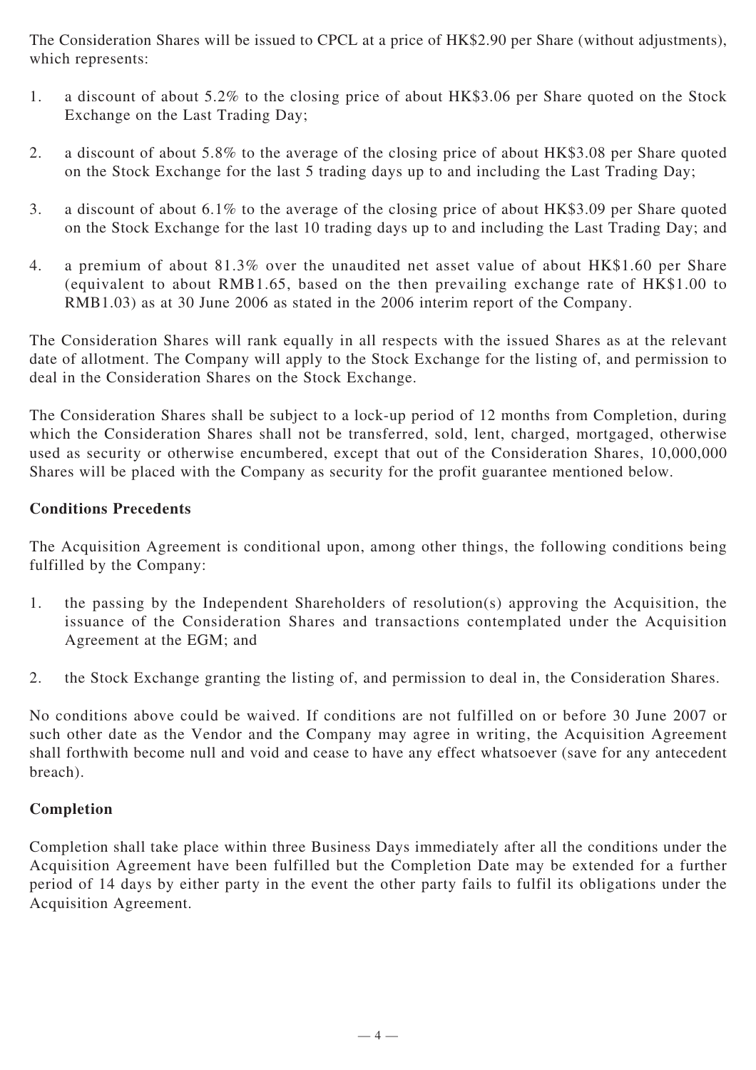The Consideration Shares will be issued to CPCL at a price of HK$2.90 per Share (without adjustments), which represents:

1. a discount of about 5.2% to the closing price of about HK$3.06 per Share quoted on the Stock Exchange on the Last Trading Day;
2. a discount of about 5.8% to the average of the closing price of about HK$3.08 per Share quoted on the Stock Exchange for the last 5 trading days up to and including the Last Trading Day;
3. a discount of about 6.1% to the average of the closing price of about HK$3.09 per Share quoted on the Stock Exchange for the last 10 trading days up to and including the Last Trading Day; and
4. a premium of about 81.3% over the unaudited net asset value of about HK$1.60 per Share (equivalent to about RMB1.65, based on the then prevailing exchange rate of HK$1.00 to RMB1.03) as at 30 June 2006 as stated in the 2006 interim report of the Company.

The Consideration Shares will rank equally in all respects with the issued Shares as at the relevant date of allotment. The Company will apply to the Stock Exchange for the listing of, and permission to deal in the Consideration Shares on the Stock Exchange.

The Consideration Shares shall be subject to a lock-up period of 12 months from Completion, during which the Consideration Shares shall not be transferred, sold, lent, charged, mortgaged, otherwise used as security or otherwise encumbered, except that out of the Consideration Shares, 10,000,000 Shares will be placed with the Company as security for the profit guarantee mentioned below.

**Conditions Precedents**

The Acquisition Agreement is conditional upon, among other things, the following conditions being fulfilled by the Company:

1. the passing by the Independent Shareholders of resolution(s) approving the Acquisition, the issuance of the Consideration Shares and transactions contemplated under the Acquisition Agreement at the EGM; and
2. the Stock Exchange granting the listing of, and permission to deal in, the Consideration Shares.

No conditions above could be waived. If conditions are not fulfilled on or before 30 June 2007 or such other date as the Vendor and the Company may agree in writing, the Acquisition Agreement shall forthwith become null and void and cease to have any effect whatsoever (save for any antecedent breach).

**Completion**

Completion shall take place within three Business Days immediately after all the conditions under the Acquisition Agreement have been fulfilled but the Completion Date may be extended for a further period of 14 days by either party in the event the other party fails to fulfil its obligations under the Acquisition Agreement.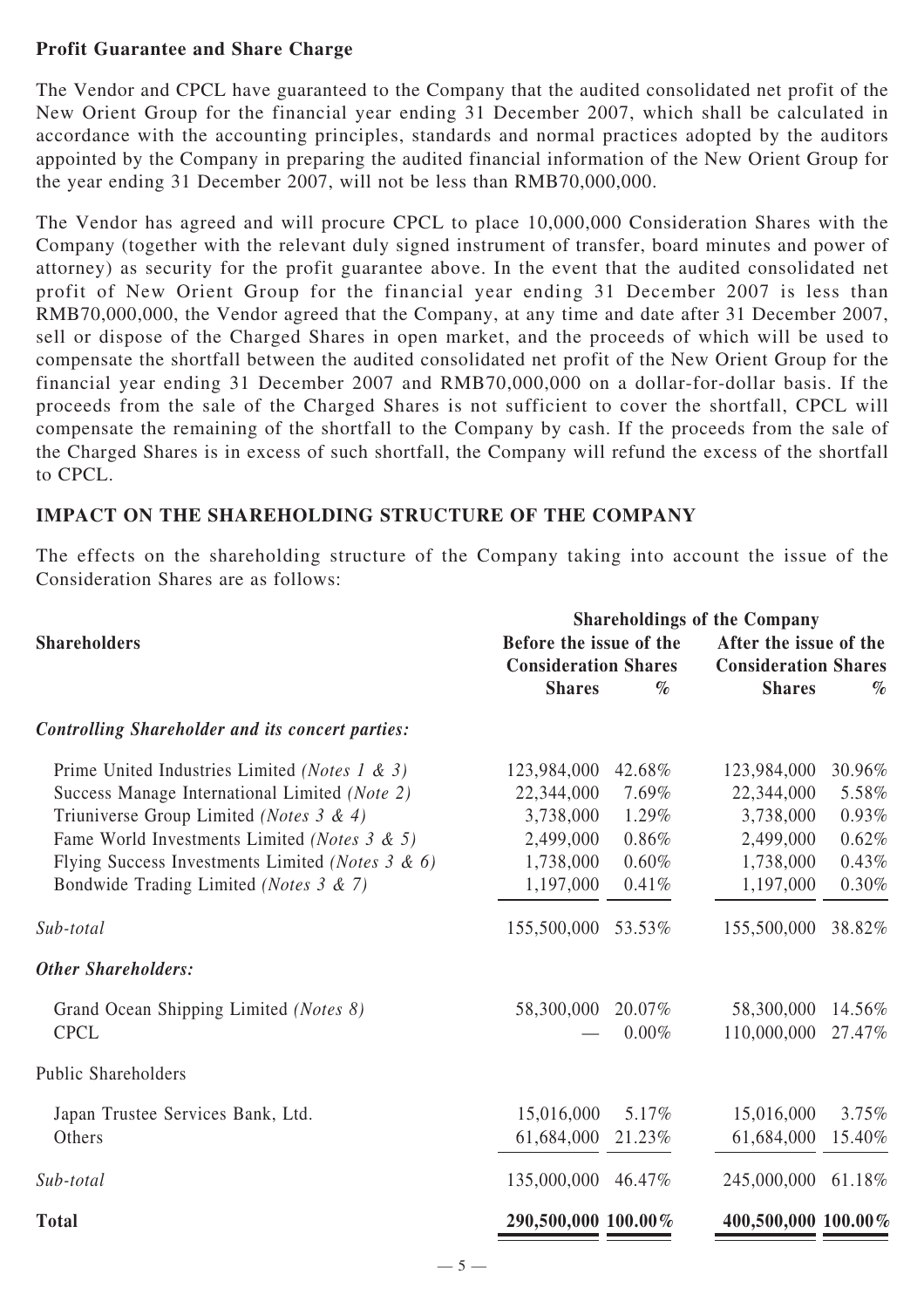**Profit Guarantee and Share Charge**

The Vendor and CPCL have guaranteed to the Company that the audited consolidated net profit of the New Orient Group for the financial year ending 31 December 2007, which shall be calculated in accordance with the accounting principles, standards and normal practices adopted by the auditors appointed by the Company in preparing the audited financial information of the New Orient Group for the year ending 31 December 2007, will not be less than RMB70,000,000.

The Vendor has agreed and will procure CPCL to place 10,000,000 Consideration Shares with the Company (together with the relevant duly signed instrument of transfer, board minutes and power of attorney) as security for the profit guarantee above. In the event that the audited consolidated net profit of New Orient Group for the financial year ending 31 December 2007 is less than RMB70,000,000, the Vendor agreed that the Company, at any time and date after 31 December 2007, sell or dispose of the Charged Shares in open market, and the proceeds of which will be used to compensate the shortfall between the audited consolidated net profit of the New Orient Group for the financial year ending 31 December 2007 and RMB70,000,000 on a dollar-for-dollar basis. If the proceeds from the sale of the Charged Shares is not sufficient to cover the shortfall, CPCL will compensate the remaining of the shortfall to the Company by cash. If the proceeds from the sale of the Charged Shares is in excess of such shortfall, the Company will refund the excess of the shortfall to CPCL.

## IMPACT ON THE SHAREHOLDING STRUCTURE OF THE COMPANY

The effects on the shareholding structure of the Company taking into account the issue of the Consideration Shares are as follows:

| Shareholders | Shareholdings of the Company | | | |
|---|---|---|---|---|
| | Before the issue of the Consideration Shares | | After the issue of the Consideration Shares | |
| | Shares | % | Shares | % |
| *Controlling Shareholder and its concert parties:* | | | | |
| Prime United Industries Limited *(Notes 1 & 3)* | 123,984,000 | 42.68% | 123,984,000 | 30.96% |
| Success Manage International Limited *(Note 2)* | 22,344,000 | 7.69% | 22,344,000 | 5.58% |
| Triuniverse Group Limited *(Notes 3 & 4)* | 3,738,000 | 1.29% | 3,738,000 | 0.93% |
| Fame World Investments Limited *(Notes 3 & 5)* | 2,499,000 | 0.86% | 2,499,000 | 0.62% |
| Flying Success Investments Limited *(Notes 3 & 6)* | 1,738,000 | 0.60% | 1,738,000 | 0.43% |
| Bondwide Trading Limited *(Notes 3 & 7)* | 1,197,000 | 0.41% | 1,197,000 | 0.30% |
| *Sub-total* | 155,500,000 | 53.53% | 155,500,000 | 38.82% |
| *Other Shareholders:* | | | | |
| Grand Ocean Shipping Limited *(Notes 8)* | 58,300,000 | 20.07% | 58,300,000 | 14.56% |
| CPCL | — | 0.00% | 110,000,000 | 27.47% |
| Public Shareholders | | | | |
| Japan Trustee Services Bank, Ltd. | 15,016,000 | 5.17% | 15,016,000 | 3.75% |
| Others | 61,684,000 | 21.23% | 61,684,000 | 15.40% |
| *Sub-total* | 135,000,000 | 46.47% | 245,000,000 | 61.18% |
| **Total** | **290,500,000** | **100.00%** | **400,500,000** | **100.00%** |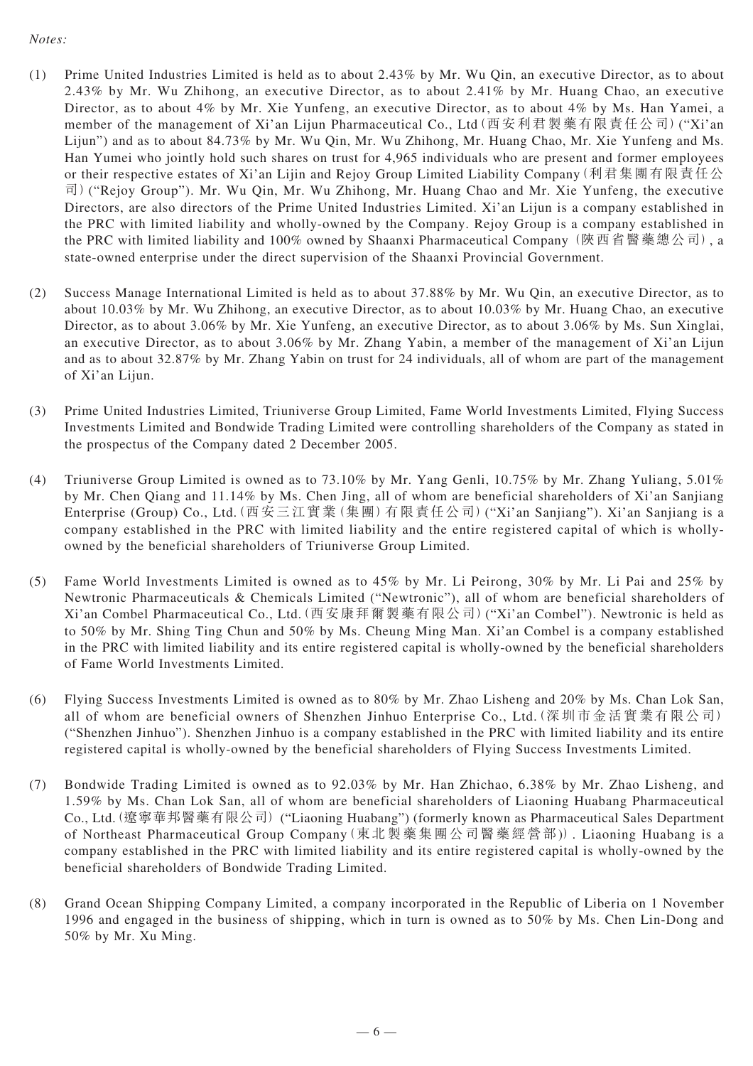*Notes:*

(1) Prime United Industries Limited is held as to about 2.43% by Mr. Wu Qin, an executive Director, as to about 2.43% by Mr. Wu Zhihong, an executive Director, as to about 2.41% by Mr. Huang Chao, an executive Director, as to about 4% by Mr. Xie Yunfeng, an executive Director, as to about 4% by Ms. Han Yamei, a member of the management of Xi'an Lijun Pharmaceutical Co., Ltd (西安利君製藥有限責任公司) ("Xi'an Lijun") and as to about 84.73% by Mr. Wu Qin, Mr. Wu Zhihong, Mr. Huang Chao, Mr. Xie Yunfeng and Ms. Han Yumei who jointly hold such shares on trust for 4,965 individuals who are present and former employees or their respective estates of Xi'an Lijin and Rejoy Group Limited Liability Company (利君集團有限責任公司) ("Rejoy Group"). Mr. Wu Qin, Mr. Wu Zhihong, Mr. Huang Chao and Mr. Xie Yunfeng, the executive Directors, are also directors of the Prime United Industries Limited. Xi'an Lijun is a company established in the PRC with limited liability and wholly-owned by the Company. Rejoy Group is a company established in the PRC with limited liability and 100% owned by Shaanxi Pharmaceutical Company (陝西省醫藥總公司), a state-owned enterprise under the direct supervision of the Shaanxi Provincial Government.

(2) Success Manage International Limited is held as to about 37.88% by Mr. Wu Qin, an executive Director, as to about 10.03% by Mr. Wu Zhihong, an executive Director, as to about 10.03% by Mr. Huang Chao, an executive Director, as to about 3.06% by Mr. Xie Yunfeng, an executive Director, as to about 3.06% by Ms. Sun Xinglai, an executive Director, as to about 3.06% by Mr. Zhang Yabin, a member of the management of Xi'an Lijun and as to about 32.87% by Mr. Zhang Yabin on trust for 24 individuals, all of whom are part of the management of Xi'an Lijun.

(3) Prime United Industries Limited, Triuniverse Group Limited, Fame World Investments Limited, Flying Success Investments Limited and Bondwide Trading Limited were controlling shareholders of the Company as stated in the prospectus of the Company dated 2 December 2005.

(4) Triuniverse Group Limited is owned as to 73.10% by Mr. Yang Genli, 10.75% by Mr. Zhang Yuliang, 5.01% by Mr. Chen Qiang and 11.14% by Ms. Chen Jing, all of whom are beneficial shareholders of Xi'an Sanjiang Enterprise (Group) Co., Ltd. (西安三江實業(集團)有限責任公司) ("Xi'an Sanjiang"). Xi'an Sanjiang is a company established in the PRC with limited liability and the entire registered capital of which is wholly-owned by the beneficial shareholders of Triuniverse Group Limited.

(5) Fame World Investments Limited is owned as to 45% by Mr. Li Peirong, 30% by Mr. Li Pai and 25% by Newtronic Pharmaceuticals & Chemicals Limited ("Newtronic"), all of whom are beneficial shareholders of Xi'an Combel Pharmaceutical Co., Ltd. (西安康拜爾製藥有限公司) ("Xi'an Combel"). Newtronic is held as to 50% by Mr. Shing Ting Chun and 50% by Ms. Cheung Ming Man. Xi'an Combel is a company established in the PRC with limited liability and its entire registered capital is wholly-owned by the beneficial shareholders of Fame World Investments Limited.

(6) Flying Success Investments Limited is owned as to 80% by Mr. Zhao Lisheng and 20% by Ms. Chan Lok San, all of whom are beneficial owners of Shenzhen Jinhuo Enterprise Co., Ltd. (深圳市金活實業有限公司) ("Shenzhen Jinhuo"). Shenzhen Jinhuo is a company established in the PRC with limited liability and its entire registered capital is wholly-owned by the beneficial shareholders of Flying Success Investments Limited.

(7) Bondwide Trading Limited is owned as to 92.03% by Mr. Han Zhichao, 6.38% by Mr. Zhao Lisheng, and 1.59% by Ms. Chan Lok San, all of whom are beneficial shareholders of Liaoning Huabang Pharmaceutical Co., Ltd. (遼寧華邦醫藥有限公司) ("Liaoning Huabang") (formerly known as Pharmaceutical Sales Department of Northeast Pharmaceutical Group Company (東北製藥集團公司醫藥經營部)). Liaoning Huabang is a company established in the PRC with limited liability and its entire registered capital is wholly-owned by the beneficial shareholders of Bondwide Trading Limited.

(8) Grand Ocean Shipping Company Limited, a company incorporated in the Republic of Liberia on 1 November 1996 and engaged in the business of shipping, which in turn is owned as to 50% by Ms. Chen Lin-Dong and 50% by Mr. Xu Ming.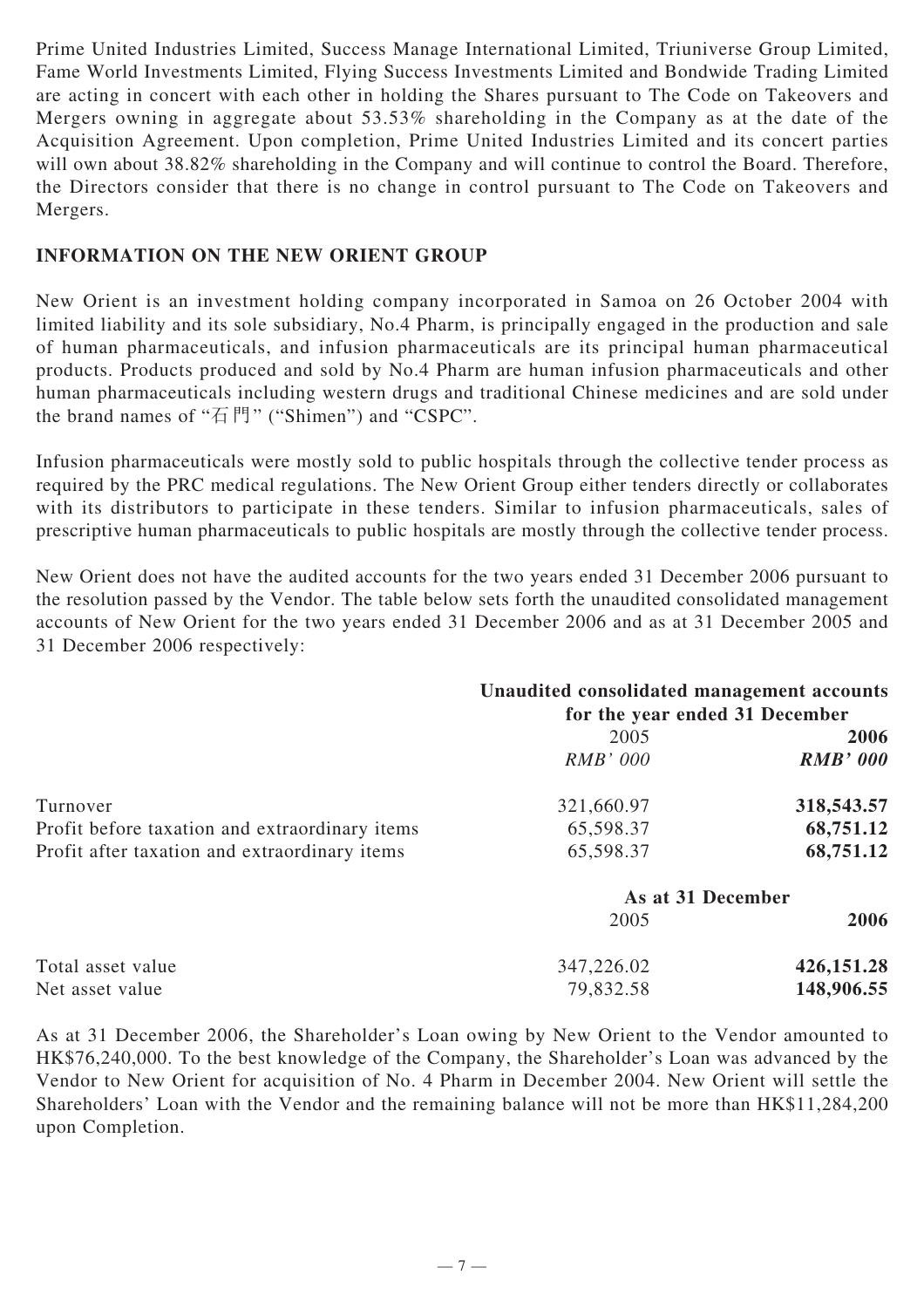Prime United Industries Limited, Success Manage International Limited, Triuniverse Group Limited, Fame World Investments Limited, Flying Success Investments Limited and Bondwide Trading Limited are acting in concert with each other in holding the Shares pursuant to The Code on Takeovers and Mergers owning in aggregate about 53.53% shareholding in the Company as at the date of the Acquisition Agreement. Upon completion, Prime United Industries Limited and its concert parties will own about 38.82% shareholding in the Company and will continue to control the Board. Therefore, the Directors consider that there is no change in control pursuant to The Code on Takeovers and Mergers.

## INFORMATION ON THE NEW ORIENT GROUP

New Orient is an investment holding company incorporated in Samoa on 26 October 2004 with limited liability and its sole subsidiary, No.4 Pharm, is principally engaged in the production and sale of human pharmaceuticals, and infusion pharmaceuticals are its principal human pharmaceutical products. Products produced and sold by No.4 Pharm are human infusion pharmaceuticals and other human pharmaceuticals including western drugs and traditional Chinese medicines and are sold under the brand names of "石門" ("Shimen") and "CSPC".

Infusion pharmaceuticals were mostly sold to public hospitals through the collective tender process as required by the PRC medical regulations. The New Orient Group either tenders directly or collaborates with its distributors to participate in these tenders. Similar to infusion pharmaceuticals, sales of prescriptive human pharmaceuticals to public hospitals are mostly through the collective tender process.

New Orient does not have the audited accounts for the two years ended 31 December 2006 pursuant to the resolution passed by the Vendor. The table below sets forth the unaudited consolidated management accounts of New Orient for the two years ended 31 December 2006 and as at 31 December 2005 and 31 December 2006 respectively:

| | Unaudited consolidated management accounts for the year ended 31 December | |
|---|---|---|
| | 2005 | **2006** |
| | *RMB' 000* | ***RMB' 000*** |
| Turnover | 321,660.97 | **318,543.57** |
| Profit before taxation and extraordinary items | 65,598.37 | **68,751.12** |
| Profit after taxation and extraordinary items | 65,598.37 | **68,751.12** |
| | **As at 31 December** | |
| | 2005 | **2006** |
| Total asset value | 347,226.02 | **426,151.28** |
| Net asset value | 79,832.58 | **148,906.55** |

As at 31 December 2006, the Shareholder's Loan owing by New Orient to the Vendor amounted to HK$76,240,000. To the best knowledge of the Company, the Shareholder's Loan was advanced by the Vendor to New Orient for acquisition of No. 4 Pharm in December 2004. New Orient will settle the Shareholders' Loan with the Vendor and the remaining balance will not be more than HK$11,284,200 upon Completion.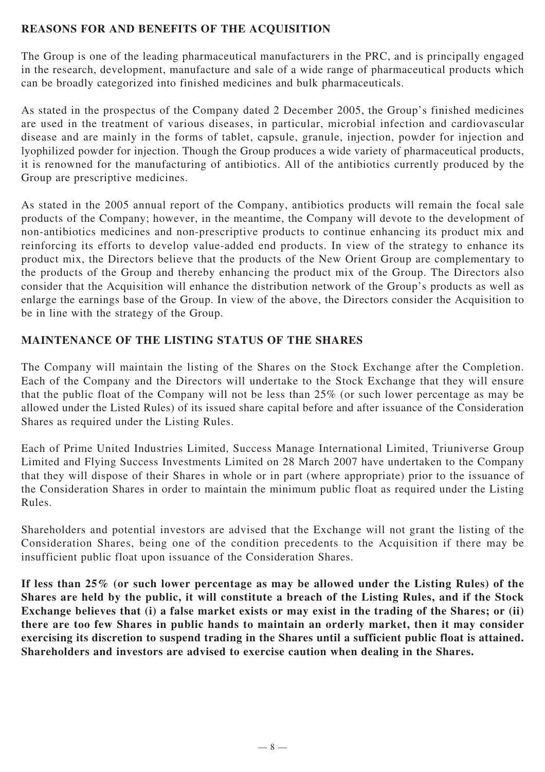## REASONS FOR AND BENEFITS OF THE ACQUISITION

The Group is one of the leading pharmaceutical manufacturers in the PRC, and is principally engaged in the research, development, manufacture and sale of a wide range of pharmaceutical products which can be broadly categorized into finished medicines and bulk pharmaceuticals.

As stated in the prospectus of the Company dated 2 December 2005, the Group's finished medicines are used in the treatment of various diseases, in particular, microbial infection and cardiovascular disease and are mainly in the forms of tablet, capsule, granule, injection, powder for injection and lyophilized powder for injection. Though the Group produces a wide variety of pharmaceutical products, it is renowned for the manufacturing of antibiotics. All of the antibiotics currently produced by the Group are prescriptive medicines.

As stated in the 2005 annual report of the Company, antibiotics products will remain the focal sale products of the Company; however, in the meantime, the Company will devote to the development of non-antibiotics medicines and non-prescriptive products to continue enhancing its product mix and reinforcing its efforts to develop value-added end products. In view of the strategy to enhance its product mix, the Directors believe that the products of the New Orient Group are complementary to the products of the Group and thereby enhancing the product mix of the Group. The Directors also consider that the Acquisition will enhance the distribution network of the Group's products as well as enlarge the earnings base of the Group. In view of the above, the Directors consider the Acquisition to be in line with the strategy of the Group.

## MAINTENANCE OF THE LISTING STATUS OF THE SHARES

The Company will maintain the listing of the Shares on the Stock Exchange after the Completion. Each of the Company and the Directors will undertake to the Stock Exchange that they will ensure that the public float of the Company will not be less than 25% (or such lower percentage as may be allowed under the Listed Rules) of its issued share capital before and after issuance of the Consideration Shares as required under the Listing Rules.

Each of Prime United Industries Limited, Success Manage International Limited, Triuniverse Group Limited and Flying Success Investments Limited on 28 March 2007 have undertaken to the Company that they will dispose of their Shares in whole or in part (where appropriate) prior to the issuance of the Consideration Shares in order to maintain the minimum public float as required under the Listing Rules.

Shareholders and potential investors are advised that the Exchange will not grant the listing of the Consideration Shares, being one of the condition precedents to the Acquisition if there may be insufficient public float upon issuance of the Consideration Shares.

**If less than 25% (or such lower percentage as may be allowed under the Listing Rules) of the Shares are held by the public, it will constitute a breach of the Listing Rules, and if the Stock Exchange believes that (i) a false market exists or may exist in the trading of the Shares; or (ii) there are too few Shares in public hands to maintain an orderly market, then it may consider exercising its discretion to suspend trading in the Shares until a sufficient public float is attained. Shareholders and investors are advised to exercise caution when dealing in the Shares.**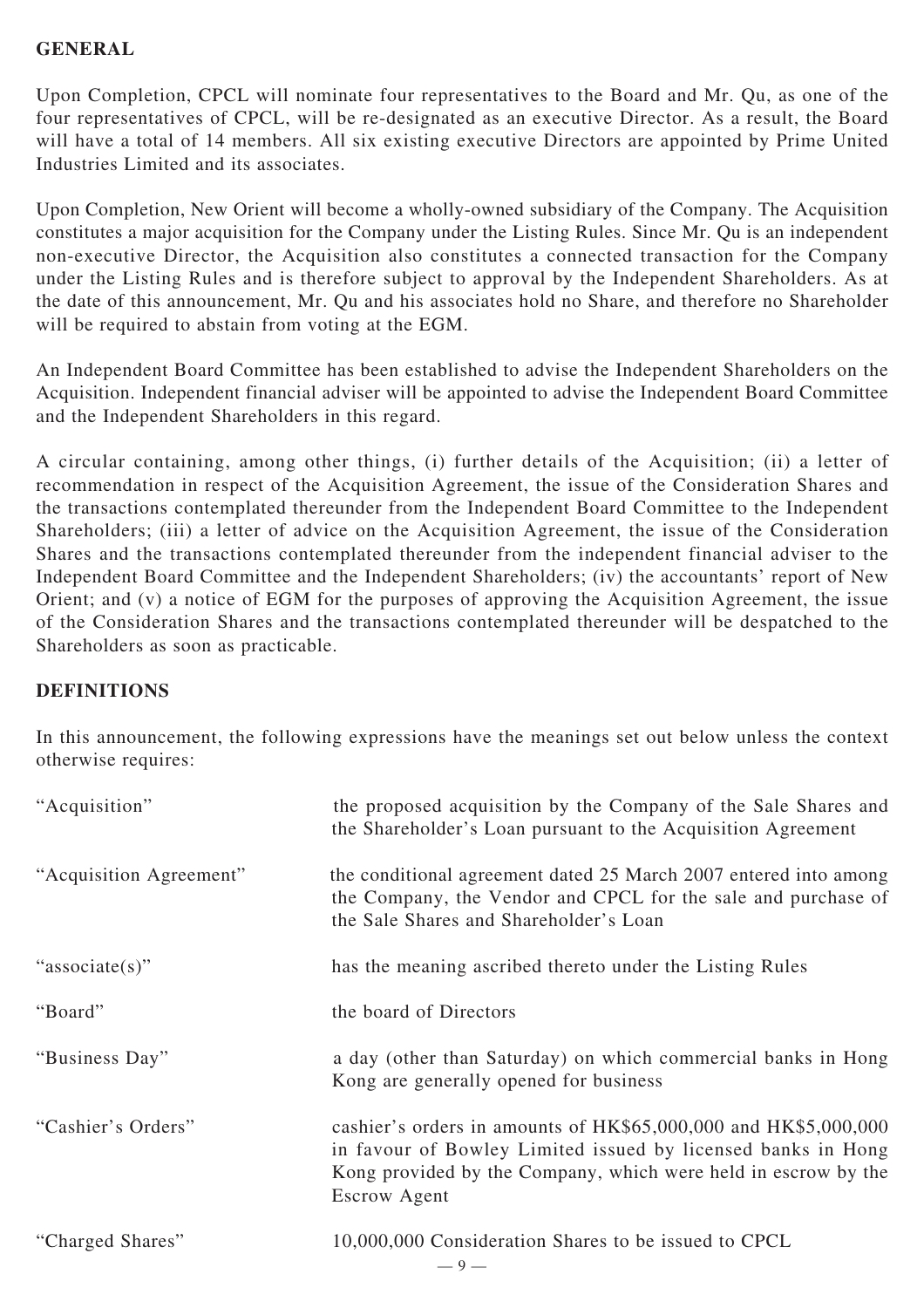## GENERAL

Upon Completion, CPCL will nominate four representatives to the Board and Mr. Qu, as one of the four representatives of CPCL, will be re-designated as an executive Director. As a result, the Board will have a total of 14 members. All six existing executive Directors are appointed by Prime United Industries Limited and its associates.

Upon Completion, New Orient will become a wholly-owned subsidiary of the Company. The Acquisition constitutes a major acquisition for the Company under the Listing Rules. Since Mr. Qu is an independent non-executive Director, the Acquisition also constitutes a connected transaction for the Company under the Listing Rules and is therefore subject to approval by the Independent Shareholders. As at the date of this announcement, Mr. Qu and his associates hold no Share, and therefore no Shareholder will be required to abstain from voting at the EGM.

An Independent Board Committee has been established to advise the Independent Shareholders on the Acquisition. Independent financial adviser will be appointed to advise the Independent Board Committee and the Independent Shareholders in this regard.

A circular containing, among other things, (i) further details of the Acquisition; (ii) a letter of recommendation in respect of the Acquisition Agreement, the issue of the Consideration Shares and the transactions contemplated thereunder from the Independent Board Committee to the Independent Shareholders; (iii) a letter of advice on the Acquisition Agreement, the issue of the Consideration Shares and the transactions contemplated thereunder from the independent financial adviser to the Independent Board Committee and the Independent Shareholders; (iv) the accountants' report of New Orient; and (v) a notice of EGM for the purposes of approving the Acquisition Agreement, the issue of the Consideration Shares and the transactions contemplated thereunder will be despatched to the Shareholders as soon as practicable.

## DEFINITIONS

In this announcement, the following expressions have the meanings set out below unless the context otherwise requires:

| | |
|---|---|
| "Acquisition" | the proposed acquisition by the Company of the Sale Shares and the Shareholder's Loan pursuant to the Acquisition Agreement |
| "Acquisition Agreement" | the conditional agreement dated 25 March 2007 entered into among the Company, the Vendor and CPCL for the sale and purchase of the Sale Shares and Shareholder's Loan |
| "associate(s)" | has the meaning ascribed thereto under the Listing Rules |
| "Board" | the board of Directors |
| "Business Day" | a day (other than Saturday) on which commercial banks in Hong Kong are generally opened for business |
| "Cashier's Orders" | cashier's orders in amounts of HK$65,000,000 and HK$5,000,000 in favour of Bowley Limited issued by licensed banks in Hong Kong provided by the Company, which were held in escrow by the Escrow Agent |
| "Charged Shares" | 10,000,000 Consideration Shares to be issued to CPCL |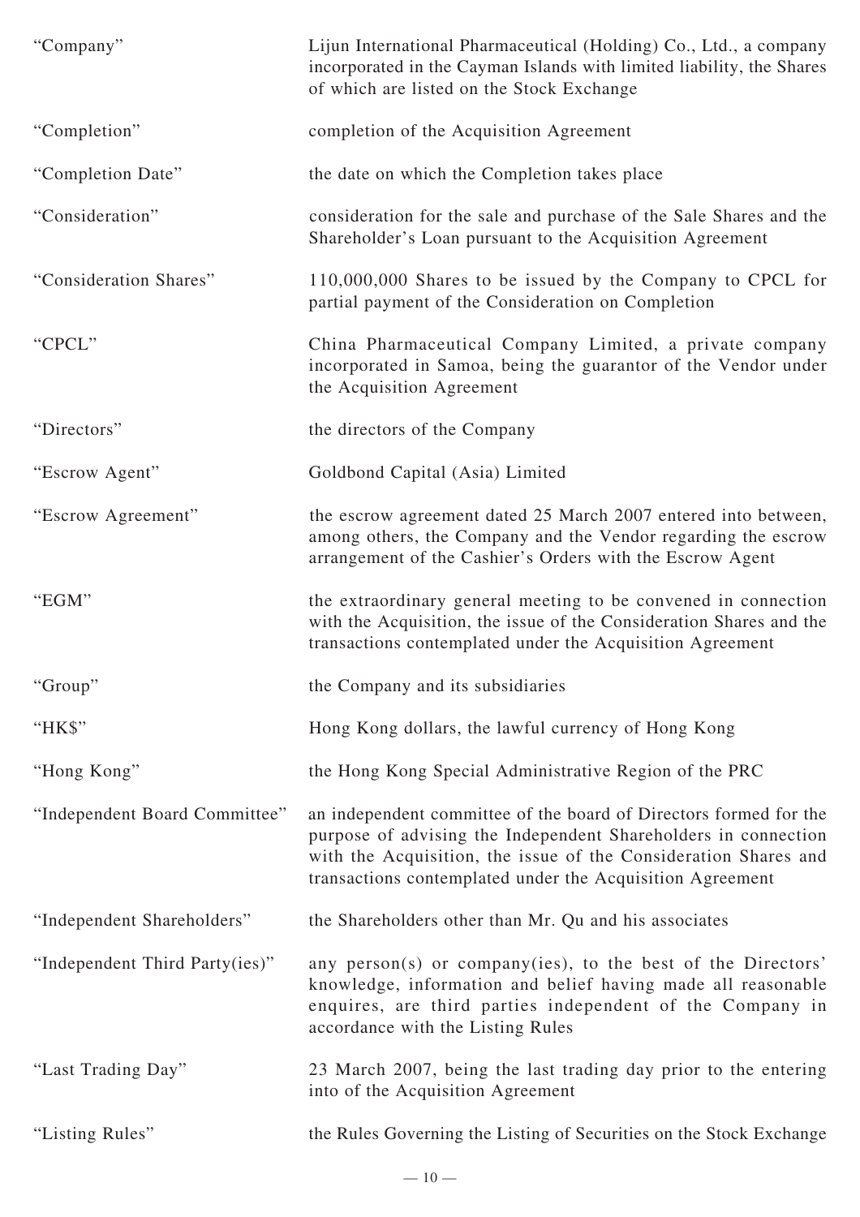| | |
|---|---|
| "Company" | Lijun International Pharmaceutical (Holding) Co., Ltd., a company incorporated in the Cayman Islands with limited liability, the Shares of which are listed on the Stock Exchange |
| "Completion" | completion of the Acquisition Agreement |
| "Completion Date" | the date on which the Completion takes place |
| "Consideration" | consideration for the sale and purchase of the Sale Shares and the Shareholder's Loan pursuant to the Acquisition Agreement |
| "Consideration Shares" | 110,000,000 Shares to be issued by the Company to CPCL for partial payment of the Consideration on Completion |
| "CPCL" | China Pharmaceutical Company Limited, a private company incorporated in Samoa, being the guarantor of the Vendor under the Acquisition Agreement |
| "Directors" | the directors of the Company |
| "Escrow Agent" | Goldbond Capital (Asia) Limited |
| "Escrow Agreement" | the escrow agreement dated 25 March 2007 entered into between, among others, the Company and the Vendor regarding the escrow arrangement of the Cashier's Orders with the Escrow Agent |
| "EGM" | the extraordinary general meeting to be convened in connection with the Acquisition, the issue of the Consideration Shares and the transactions contemplated under the Acquisition Agreement |
| "Group" | the Company and its subsidiaries |
| "HK$" | Hong Kong dollars, the lawful currency of Hong Kong |
| "Hong Kong" | the Hong Kong Special Administrative Region of the PRC |
| "Independent Board Committee" | an independent committee of the board of Directors formed for the purpose of advising the Independent Shareholders in connection with the Acquisition, the issue of the Consideration Shares and transactions contemplated under the Acquisition Agreement |
| "Independent Shareholders" | the Shareholders other than Mr. Qu and his associates |
| "Independent Third Party(ies)" | any person(s) or company(ies), to the best of the Directors' knowledge, information and belief having made all reasonable enquires, are third parties independent of the Company in accordance with the Listing Rules |
| "Last Trading Day" | 23 March 2007, being the last trading day prior to the entering into of the Acquisition Agreement |
| "Listing Rules" | the Rules Governing the Listing of Securities on the Stock Exchange |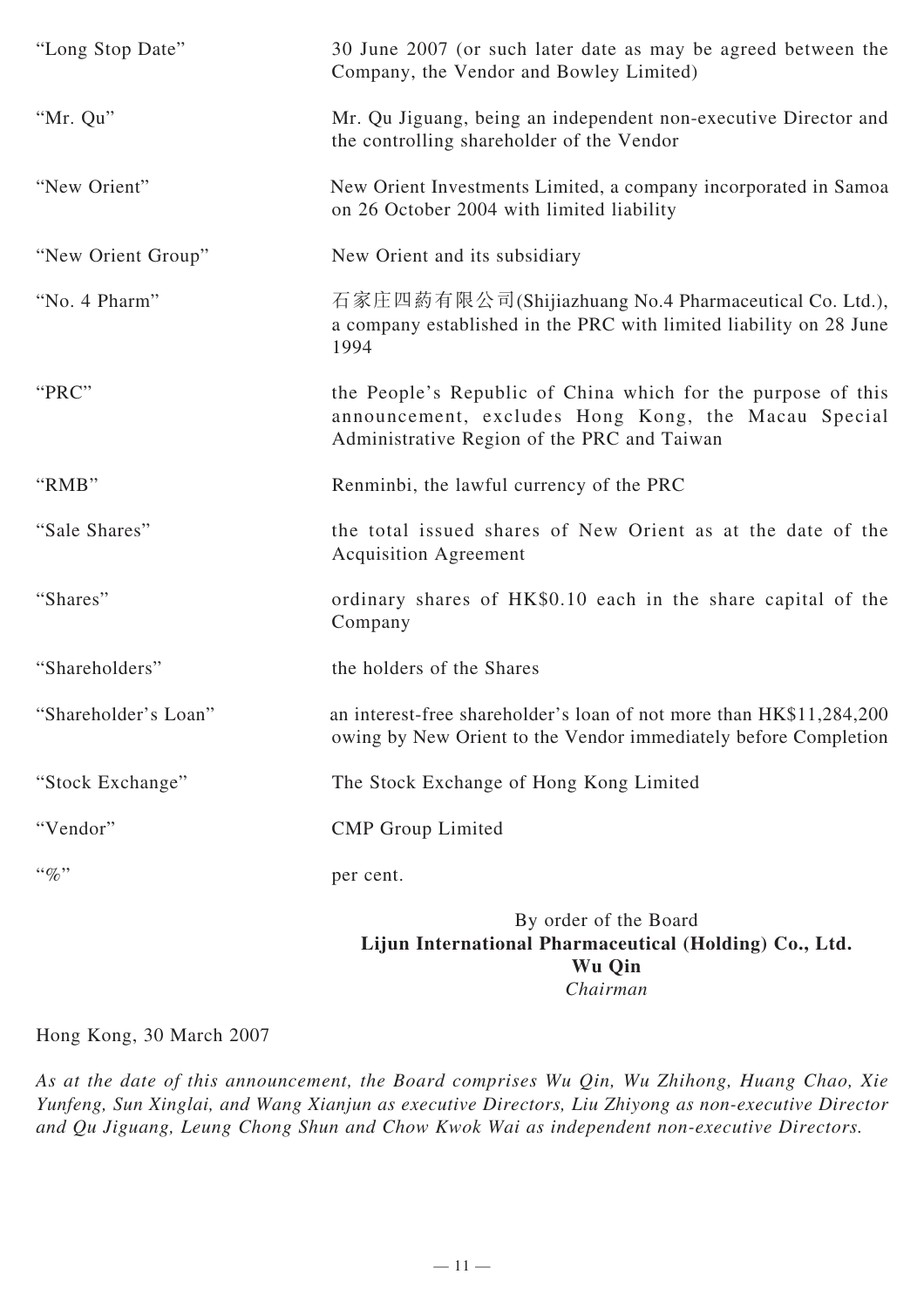| | |
|---|---|
| "Long Stop Date" | 30 June 2007 (or such later date as may be agreed between the Company, the Vendor and Bowley Limited) |
| "Mr. Qu" | Mr. Qu Jiguang, being an independent non-executive Director and the controlling shareholder of the Vendor |
| "New Orient" | New Orient Investments Limited, a company incorporated in Samoa on 26 October 2004 with limited liability |
| "New Orient Group" | New Orient and its subsidiary |
| "No. 4 Pharm" | 石家庄四葯有限公司(Shijiazhuang No.4 Pharmaceutical Co. Ltd.), a company established in the PRC with limited liability on 28 June 1994 |
| "PRC" | the People's Republic of China which for the purpose of this announcement, excludes Hong Kong, the Macau Special Administrative Region of the PRC and Taiwan |
| "RMB" | Renminbi, the lawful currency of the PRC |
| "Sale Shares" | the total issued shares of New Orient as at the date of the Acquisition Agreement |
| "Shares" | ordinary shares of HK$0.10 each in the share capital of the Company |
| "Shareholders" | the holders of the Shares |
| "Shareholder's Loan" | an interest-free shareholder's loan of not more than HK$11,284,200 owing by New Orient to the Vendor immediately before Completion |
| "Stock Exchange" | The Stock Exchange of Hong Kong Limited |
| "Vendor" | CMP Group Limited |
| "%" | per cent. |

By order of the Board
**Lijun International Pharmaceutical (Holding) Co., Ltd.**
**Wu Qin**
*Chairman*

Hong Kong, 30 March 2007

*As at the date of this announcement, the Board comprises Wu Qin, Wu Zhihong, Huang Chao, Xie Yunfeng, Sun Xinglai, and Wang Xianjun as executive Directors, Liu Zhiyong as non-executive Director and Qu Jiguang, Leung Chong Shun and Chow Kwok Wai as independent non-executive Directors.*